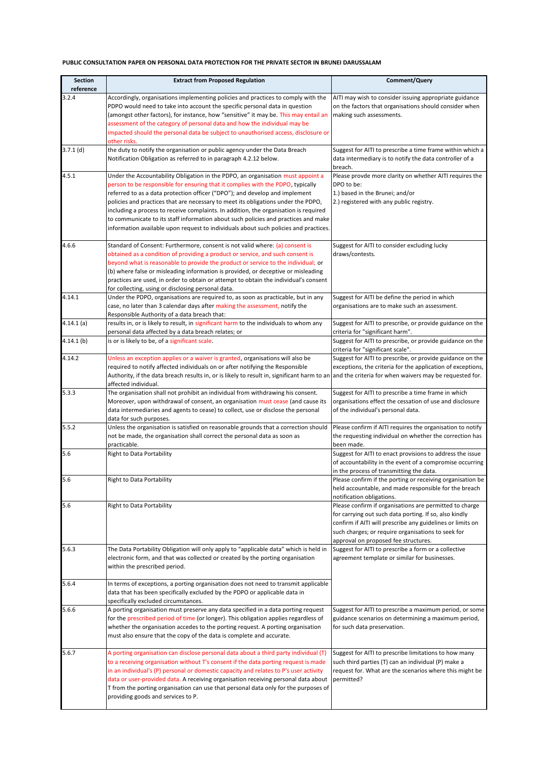**PUBLIC CONSULTATION PAPER ON PERSONAL DATA PROTECTION FOR THE PRIVATE SECTOR IN BRUNEI DARUSSALAM**

| Section reference | Extract from Proposed Regulation | Comment/Query |
|---|---|---|
| 3.2.4 | Accordingly, organisations implementing policies and practices to comply with the PDPO would need to take into account the specific personal data in question (amongst other factors), for instance, how "sensitive" it may be. This may entail an assessment of the category of personal data and how the individual may be impacted should the personal data be subject to unauthorised access, disclosure or other risks. | AITI may wish to consider issuing appropriate guidance on the factors that organisations should consider when making such assessments. |
| 3.7.1 (d) | the duty to notify the organisation or public agency under the Data Breach Notification Obligation as referred to in paragraph 4.2.12 below. | Suggest for AITI to prescribe a time frame within which a data intermediary is to notify the data controller of a breach. |
| 4.5.1 | Under the Accountability Obligation in the PDPO, an organisation must appoint a person to be responsible for ensuring that it complies with the PDPO, typically referred to as a data protection officer ("DPO"); and develop and implement policies and practices that are necessary to meet its obligations under the PDPO, including a process to receive complaints. In addition, the organisation is required to communicate to its staff information about such policies and practices and make information available upon request to individuals about such policies and practices. | Please provde more clarity on whether AITI requires the DPO to be:<br>1.) based in the Brunei; and/or<br>2.) registered with any public registry. |
| 4.6.6 | Standard of Consent: Furthermore, consent is not valid where: (a) consent is obtained as a condition of providing a product or service, and such consent is beyond what is reasonable to provide the product or service to the individual; or (b) where false or misleading information is provided, or deceptive or misleading practices are used, in order to obtain or attempt to obtain the individual's consent for collecting, using or disclosing personal data. | Suggest for AITI to consider excluding lucky draws/contests. |
| 4.14.1 | Under the PDPO, organisations are required to, as soon as practicable, but in any case, no later than 3 calendar days after making the assessment, notify the Responsible Authority of a data breach that: | Suggest for AITI be define the period in which organisations are to make such an assessment. |
| 4.14.1 (a) | results in, or is likely to result, in significant harm to the individuals to whom any personal data affected by a data breach relates; or | Suggest for AITI to prescribe, or provide guidance on the criteria for "significant harm". |
| 4.14.1 (b) | is or is likely to be, of a significant scale. | Suggest for AITI to prescribe, or provide guidance on the criteria for "significant scale". |
| 4.14.2 | Unless an exception applies or a waiver is granted, organisations will also be required to notify affected individuals on or after notifying the Responsible Authority, if the data breach results in, or is likely to result in, significant harm to an affected individual. | Suggest for AITI to prescribe, or provide guidance on the exceptions, the criteria for the application of exceptions, and the criteria for when waivers may be requested for. |
| 5.3.3 | The organisation shall not prohibit an individual from withdrawing his consent. Moreover, upon withdrawal of consent, an organisation must cease (and cause its data intermediaries and agents to cease) to collect, use or disclose the personal data for such purposes. | Suggest for AITI to prescribe a time frame in which organisations effect the cessation of use and disclosure of the individual's personal data. |
| 5.5.2 | Unless the organisation is satisfied on reasonable grounds that a correction should not be made, the organisation shall correct the personal data as soon as practicable. | Please confirm if AITI requires the organisation to notify the requesting individual on whether the correction has been made. |
| 5.6 | Right to Data Portability | Suggest for AITI to enact provisions to address the issue of accountability in the event of a compromise occurring in the process of transmitting the data. |
| 5.6 | Right to Data Portability | Please confirm if the porting or receiving organisation be held accountable, and made responsible for the breach notification obligations. |
| 5.6 | Right to Data Portability | Please confirm if organisations are permitted to charge for carrying out such data porting. If so, also kindly confirm if AITI will prescribe any guidelines or limits on such charges; or require organisations to seek for approval on proposed fee structures. |
| 5.6.3 | The Data Portability Obligation will only apply to "applicable data" which is held in electronic form, and that was collected or created by the porting organisation within the prescribed period. | Suggest for AITI to prescribe a form or a collective agreement template or similar for businesses. |
| 5.6.4 | In terms of exceptions, a porting organisation does not need to transmit applicable data that has been specifically excluded by the PDPO or applicable data in specifically excluded circumstances. | |
| 5.6.6 | A porting organisation must preserve any data specified in a data porting request for the prescribed period of time (or longer). This obligation applies regardless of whether the organisation accedes to the porting request. A porting organisation must also ensure that the copy of the data is complete and accurate. | Suggest for AITI to prescribe a maximum period, or some guidance scenarios on determining a maximum period, for such data preservation. |
| 5.6.7 | A porting organisation can disclose personal data about a third party individual (T) to a receiving organisation without T's consent if the data porting request is made in an individual's (P) personal or domestic capacity and relates to P's user activity data or user-provided data. A receiving organisation receiving personal data about T from the porting organisation can use that personal data only for the purposes of providing goods and services to P. | Suggest for AITI to prescribe limitations to how many such third parties (T) can an individual (P) make a request for. What are the scenarios where this might be permitted? |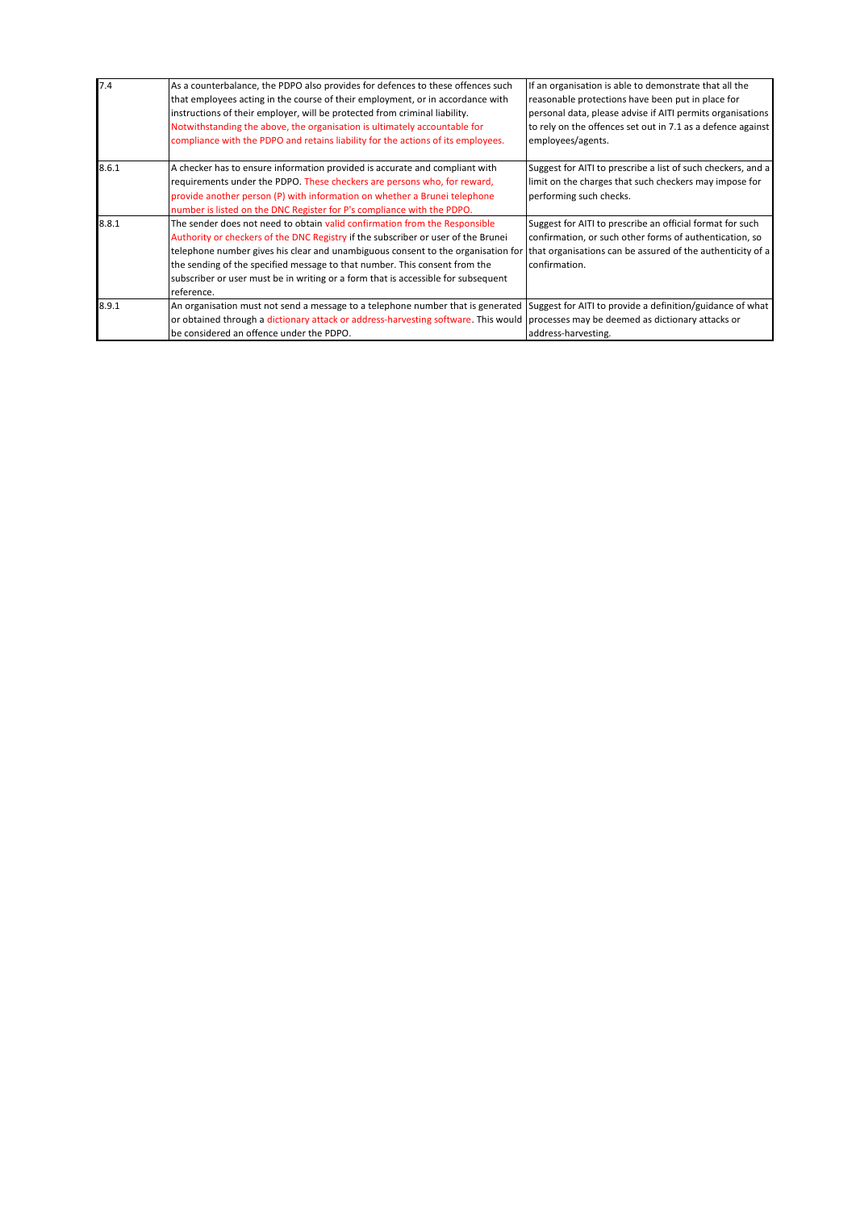| | | |
|---|---|---|
| 7.4 | As a counterbalance, the PDPO also provides for defences to these offences such that employees acting in the course of their employment, or in accordance with instructions of their employer, will be protected from criminal liability. Notwithstanding the above, the organisation is ultimately accountable for compliance with the PDPO and retains liability for the actions of its employees. | If an organisation is able to demonstrate that all the reasonable protections have been put in place for personal data, please advise if AITI permits organisations to rely on the offences set out in 7.1 as a defence against employees/agents. |
| 8.6.1 | A checker has to ensure information provided is accurate and compliant with requirements under the PDPO. These checkers are persons who, for reward, provide another person (P) with information on whether a Brunei telephone number is listed on the DNC Register for P's compliance with the PDPO. | Suggest for AITI to prescribe a list of such checkers, and a limit on the charges that such checkers may impose for performing such checks. |
| 8.8.1 | The sender does not need to obtain valid confirmation from the Responsible Authority or checkers of the DNC Registry if the subscriber or user of the Brunei telephone number gives his clear and unambiguous consent to the organisation for the sending of the specified message to that number. This consent from the subscriber or user must be in writing or a form that is accessible for subsequent reference. | Suggest for AITI to prescribe an official format for such confirmation, or such other forms of authentication, so that organisations can be assured of the authenticity of a confirmation. |
| 8.9.1 | An organisation must not send a message to a telephone number that is generated or obtained through a dictionary attack or address-harvesting software. This would be considered an offence under the PDPO. | Suggest for AITI to provide a definition/guidance of what processes may be deemed as dictionary attacks or address-harvesting. |